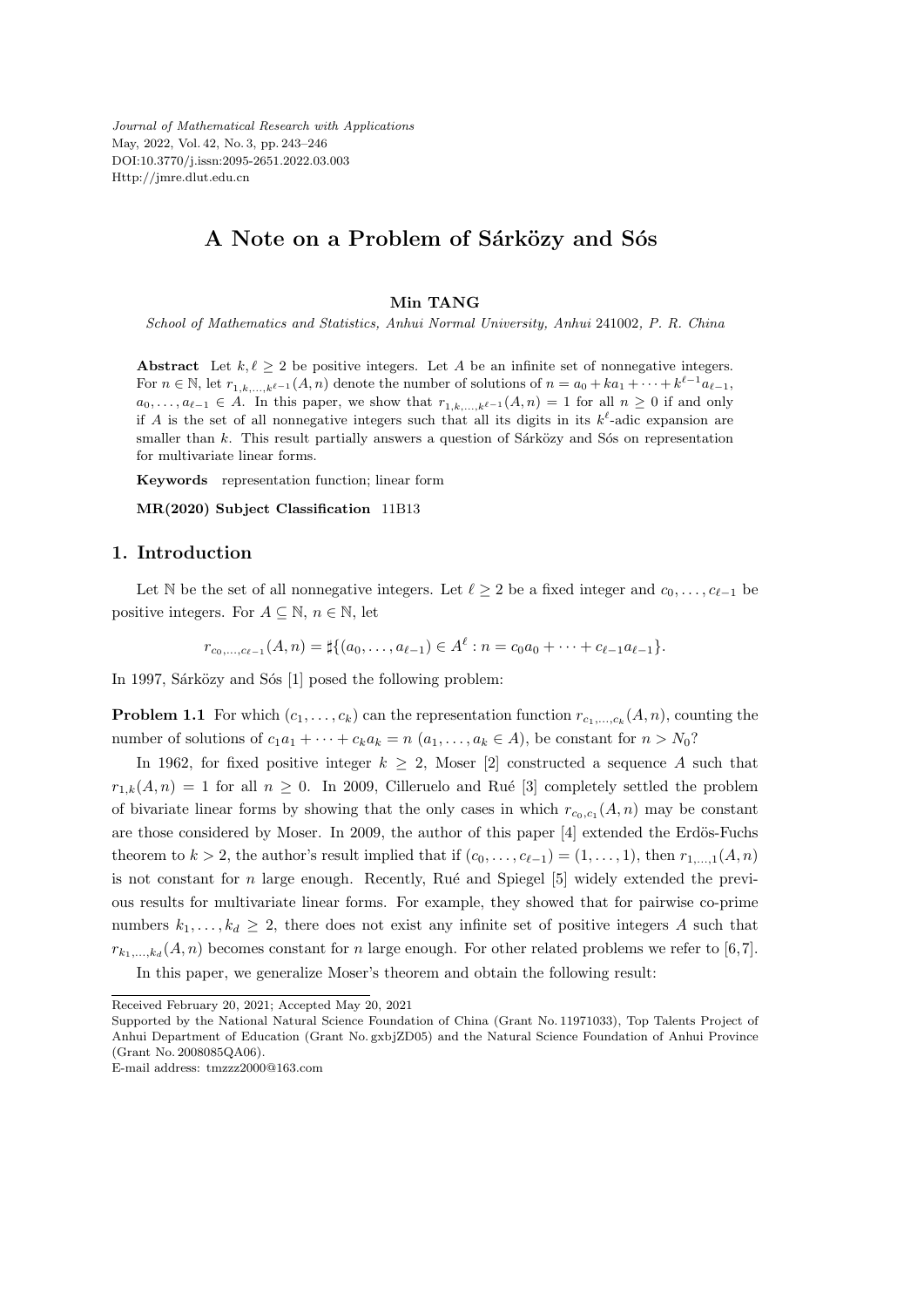# A Note on a Problem of Sárközy and Sós

**Min TANG**

*School of Mathematics and Statistics, Anhui Normal University, Anhui* 241002*, P. R. China*

**Abstract** Let $k, \ell \geq 2$ be positive integers. Let $A$ be an infinite set of nonnegative integers. For $n \in \mathbb{N}$, let $r_{1,k,\ldots,k^{\ell-1}}(A,n)$ denote the number of solutions of $n = a_0 + ka_1 + \cdots + k^{\ell-1}a_{\ell-1}$, $a_0, \ldots, a_{\ell-1} \in A$. In this paper, we show that $r_{1,k,\ldots,k^{\ell-1}}(A,n) = 1$ for all $n \geq 0$ if and only if $A$ is the set of all nonnegative integers such that all its digits in its $k^\ell$-adic expansion are smaller than $k$. This result partially answers a question of Sárközy and Sós on representation for multivariate linear forms.

**Keywords** representation function; linear form

**MR(2020) Subject Classification** 11B13

## 1. Introduction

Let $\mathbb{N}$ be the set of all nonnegative integers. Let $\ell \geq 2$ be a fixed integer and $c_0, \ldots, c_{\ell-1}$ be positive integers. For $A \subseteq \mathbb{N}$, $n \in \mathbb{N}$, let

$$r_{c_0,\ldots,c_{\ell-1}}(A,n) = \sharp\{(a_0, \ldots, a_{\ell-1}) \in A^\ell : n = c_0a_0 + \cdots + c_{\ell-1}a_{\ell-1}\}.$$

In 1997, Sárközy and Sós [1] posed the following problem:

**Problem 1.1** For which $(c_1, \ldots, c_k)$ can the representation function $r_{c_1,\ldots,c_k}(A,n)$, counting the number of solutions of $c_1a_1 + \cdots + c_ka_k = n$ $(a_1, \ldots, a_k \in A)$, be constant for $n > N_0$?

In 1962, for fixed positive integer $k \geq 2$, Moser [2] constructed a sequence $A$ such that $r_{1,k}(A,n) = 1$ for all $n \geq 0$. In 2009, Cilleruelo and Rué [3] completely settled the problem of bivariate linear forms by showing that the only cases in which $r_{c_0,c_1}(A,n)$ may be constant are those considered by Moser. In 2009, the author of this paper [4] extended the Erdös-Fuchs theorem to $k > 2$, the author's result implied that if $(c_0, \ldots, c_{\ell-1}) = (1, \ldots, 1)$, then $r_{1,\ldots,1}(A,n)$ is not constant for $n$ large enough. Recently, Rué and Spiegel [5] widely extended the previous results for multivariate linear forms. For example, they showed that for pairwise co-prime numbers $k_1, \ldots, k_d \geq 2$, there does not exist any infinite set of positive integers $A$ such that $r_{k_1,\ldots,k_d}(A,n)$ becomes constant for $n$ large enough. For other related problems we refer to [6,7].

In this paper, we generalize Moser's theorem and obtain the following result:

Received February 20, 2021; Accepted May 20, 2021

Supported by the National Natural Science Foundation of China (Grant No. 11971033), Top Talents Project of Anhui Department of Education (Grant No. gxbjZD05) and the Natural Science Foundation of Anhui Province (Grant No. 2008085QA06).

E-mail address: tmzzz2000@163.com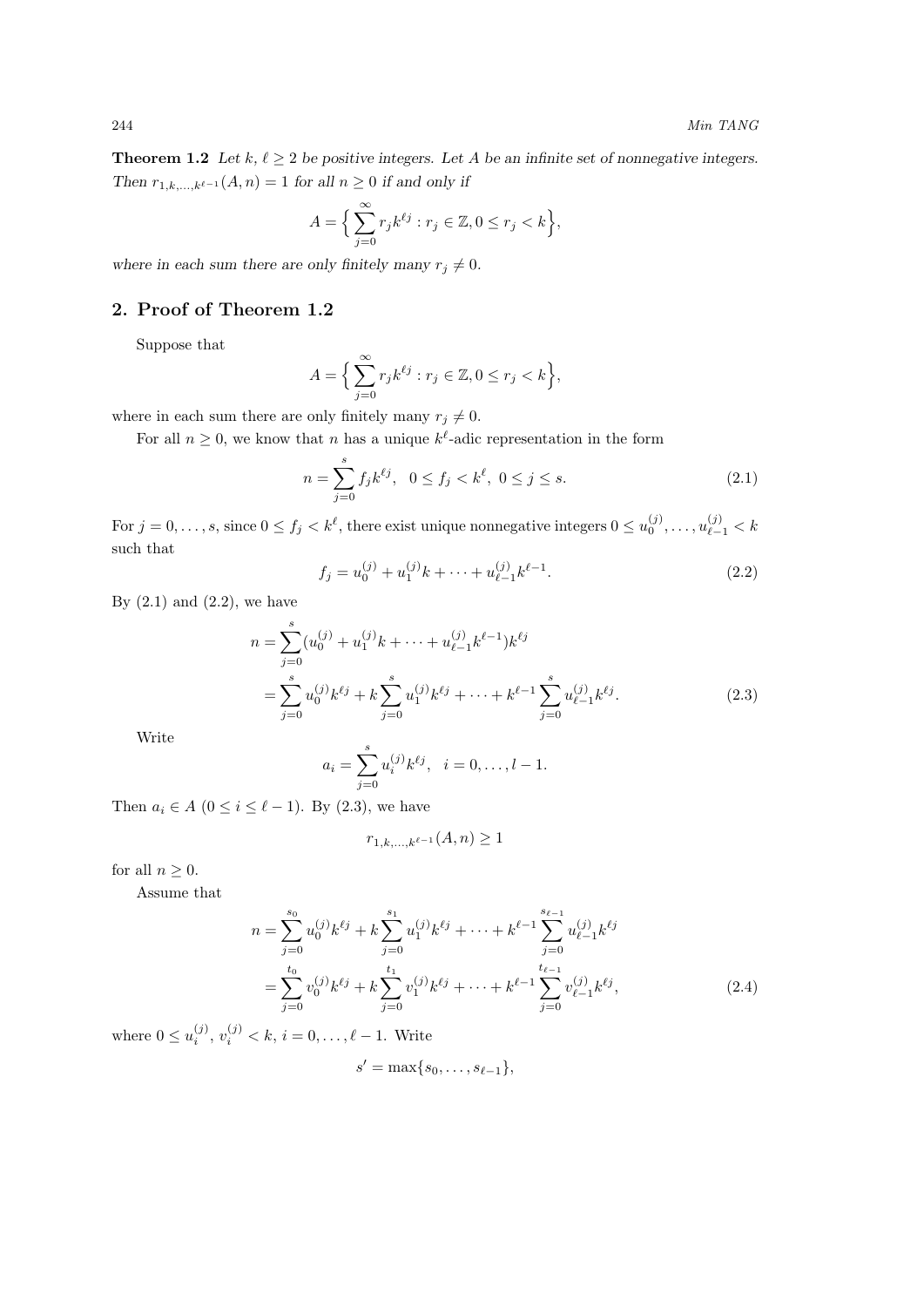**Theorem 1.2** *Let $k, \ell \geq 2$ be positive integers. Let $A$ be an infinite set of nonnegative integers. Then $r_{1,k,\dots,k^{\ell-1}}(A,n) = 1$ for all $n \geq 0$ if and only if*

$$A = \Big\{ \sum_{j=0}^{\infty} r_j k^{\ell j} : r_j \in \mathbb{Z}, 0 \leq r_j < k \Big\},$$

*where in each sum there are only finitely many $r_j \neq 0$.*

## 2. Proof of Theorem 1.2

Suppose that

$$A = \Big\{ \sum_{j=0}^{\infty} r_j k^{\ell j} : r_j \in \mathbb{Z}, 0 \leq r_j < k \Big\},$$

where in each sum there are only finitely many $r_j \neq 0$.

For all $n \geq 0$, we know that $n$ has a unique $k^\ell$-adic representation in the form

$$n = \sum_{j=0}^{s} f_j k^{\ell j}, \quad 0 \leq f_j < k^\ell, \ 0 \leq j \leq s. \tag{2.1}$$

For $j = 0, \dots, s$, since $0 \leq f_j < k^\ell$, there exist unique nonnegative integers $0 \leq u_0^{(j)}, \dots, u_{\ell-1}^{(j)} < k$ such that

$$f_j = u_0^{(j)} + u_1^{(j)} k + \cdots + u_{\ell-1}^{(j)} k^{\ell-1}. \tag{2.2}$$

By (2.1) and (2.2), we have

$$\begin{aligned} n &= \sum_{j=0}^{s} (u_0^{(j)} + u_1^{(j)} k + \cdots + u_{\ell-1}^{(j)} k^{\ell-1}) k^{\ell j} \\ &= \sum_{j=0}^{s} u_0^{(j)} k^{\ell j} + k \sum_{j=0}^{s} u_1^{(j)} k^{\ell j} + \cdots + k^{\ell-1} \sum_{j=0}^{s} u_{\ell-1}^{(j)} k^{\ell j}. \end{aligned} \tag{2.3}$$

Write

$$a_i = \sum_{j=0}^{s} u_i^{(j)} k^{\ell j}, \quad i = 0, \dots, l-1.$$

Then $a_i \in A$ $(0 \leq i \leq \ell - 1)$. By (2.3), we have

$$r_{1,k,\dots,k^{\ell-1}}(A,n) \geq 1$$

for all $n \geq 0$.

Assume that

$$\begin{aligned} n &= \sum_{j=0}^{s_0} u_0^{(j)} k^{\ell j} + k \sum_{j=0}^{s_1} u_1^{(j)} k^{\ell j} + \cdots + k^{\ell-1} \sum_{j=0}^{s_{\ell-1}} u_{\ell-1}^{(j)} k^{\ell j} \\ &= \sum_{j=0}^{t_0} v_0^{(j)} k^{\ell j} + k \sum_{j=0}^{t_1} v_1^{(j)} k^{\ell j} + \cdots + k^{\ell-1} \sum_{j=0}^{t_{\ell-1}} v_{\ell-1}^{(j)} k^{\ell j}, \end{aligned} \tag{2.4}$$

where $0 \leq u_i^{(j)}, v_i^{(j)} < k$, $i = 0, \dots, \ell - 1$. Write

$$s' = \max\{s_0, \dots, s_{\ell-1}\},$$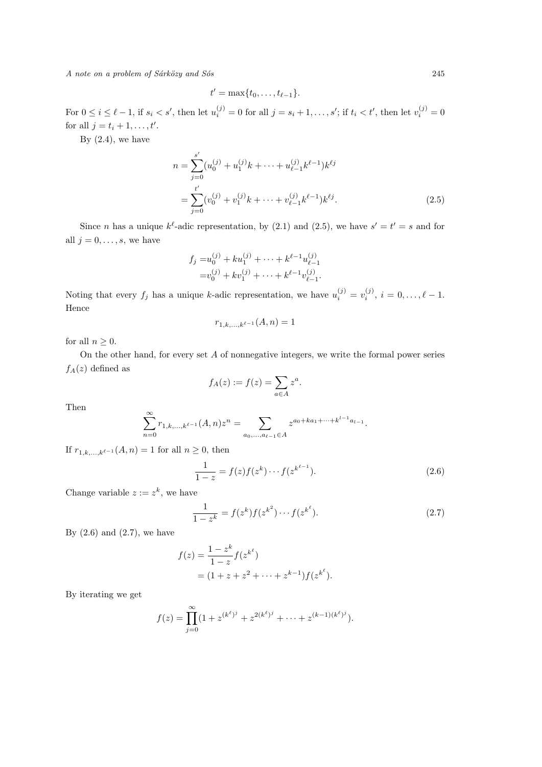$$t' = \max\{t_0, \dots, t_{\ell-1}\}.$$

For $0 \le i \le \ell - 1$, if $s_i < s'$, then let $u_i^{(j)} = 0$ for all $j = s_i + 1, \dots, s'$; if $t_i < t'$, then let $v_i^{(j)} = 0$ for all $j = t_i + 1, \dots, t'$.

By (2.4), we have

$$\begin{aligned} n &= \sum_{j=0}^{s'} (u_0^{(j)} + u_1^{(j)} k + \cdots + u_{\ell-1}^{(j)} k^{\ell-1}) k^{\ell j} \\ &= \sum_{j=0}^{t'} (v_0^{(j)} + v_1^{(j)} k + \cdots + v_{\ell-1}^{(j)} k^{\ell-1}) k^{\ell j}. \end{aligned} \tag{2.5}$$

Since $n$ has a unique $k^\ell$-adic representation, by (2.1) and (2.5), we have $s' = t' = s$ and for all $j = 0, \dots, s$, we have

$$\begin{aligned} f_j &= u_0^{(j)} + k u_1^{(j)} + \cdots + k^{\ell-1} u_{\ell-1}^{(j)} \\ &= v_0^{(j)} + k v_1^{(j)} + \cdots + k^{\ell-1} v_{\ell-1}^{(j)}. \end{aligned}$$

Noting that every $f_j$ has a unique $k$-adic representation, we have $u_i^{(j)} = v_i^{(j)}$, $i = 0, \dots, \ell - 1$. Hence

$$r_{1,k,\dots,k^{\ell-1}}(A, n) = 1$$

for all $n \ge 0$.

On the other hand, for every set $A$ of nonnegative integers, we write the formal power series $f_A(z)$ defined as

$$f_A(z) := f(z) = \sum_{a \in A} z^a.$$

Then

$$\sum_{n=0}^{\infty} r_{1,k,\dots,k^{\ell-1}}(A, n) z^n = \sum_{a_0, \dots, a_{\ell-1} \in A} z^{a_0 + k a_1 + \cdots + k^{l-1} a_{l-1}}.$$

If $r_{1,k,\dots,k^{\ell-1}}(A, n) = 1$ for all $n \ge 0$, then

$$\frac{1}{1-z} = f(z) f(z^k) \cdots f(z^{k^{\ell-1}}). \tag{2.6}$$

Change variable $z := z^k$, we have

$$\frac{1}{1-z^k} = f(z^k) f(z^{k^2}) \cdots f(z^{k^\ell}). \tag{2.7}$$

By (2.6) and (2.7), we have

$$\begin{aligned} f(z) &= \frac{1-z^k}{1-z} f(z^{k^\ell}) \\ &= (1 + z + z^2 + \cdots + z^{k-1}) f(z^{k^\ell}). \end{aligned}$$

By iterating we get

$$f(z) = \prod_{j=0}^{\infty} (1 + z^{(k^\ell)^j} + z^{2(k^\ell)^j} + \cdots + z^{(k-1)(k^\ell)^j}).$$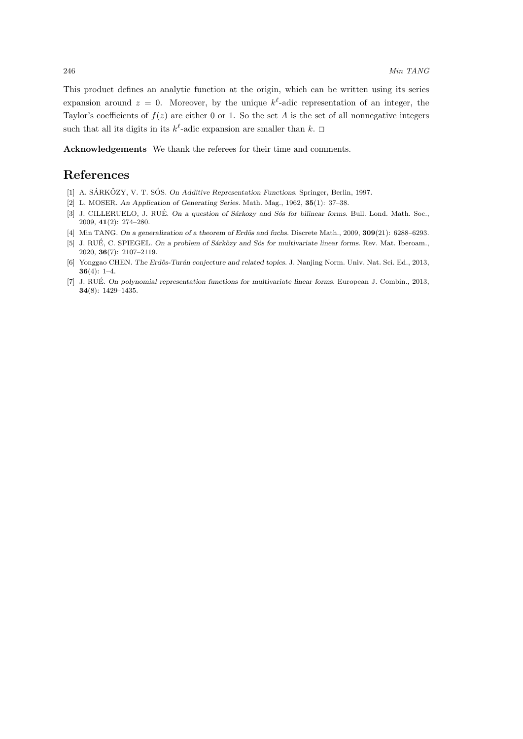This product defines an analytic function at the origin, which can be written using its series expansion around $z = 0$. Moreover, by the unique $k^\ell$-adic representation of an integer, the Taylor's coefficients of $f(z)$ are either 0 or 1. So the set $A$ is the set of all nonnegative integers such that all its digits in its $k^\ell$-adic expansion are smaller than $k$. $\square$

**Acknowledgements** We thank the referees for their time and comments.

## References

[1] A. SÁRKÖZY, V. T. SÓS. *On Additive Representation Functions*. Springer, Berlin, 1997.

[2] L. MOSER. *An Application of Generating Series*. Math. Mag., 1962, **35**(1): 37–38.

[3] J. CILLERUELO, J. RUÉ. *On a question of Sárkozy and Sós for bilinear forms*. Bull. Lond. Math. Soc., 2009, **41**(2): 274–280.

[4] Min TANG. *On a generalization of a theorem of Erdös and fuchs*. Discrete Math., 2009, **309**(21): 6288–6293.

[5] J. RUÉ, C. SPIEGEL. *On a problem of Sárközy and Sós for multivariate linear forms*. Rev. Mat. Iberoam., 2020, **36**(7): 2107–2119.

[6] Yonggao CHEN. *The Erdös-Turán conjecture and related topics*. J. Nanjing Norm. Univ. Nat. Sci. Ed., 2013, **36**(4): 1–4.

[7] J. RUÉ. *On polynomial representation functions for multivariate linear forms*. European J. Combin., 2013, **34**(8): 1429–1435.